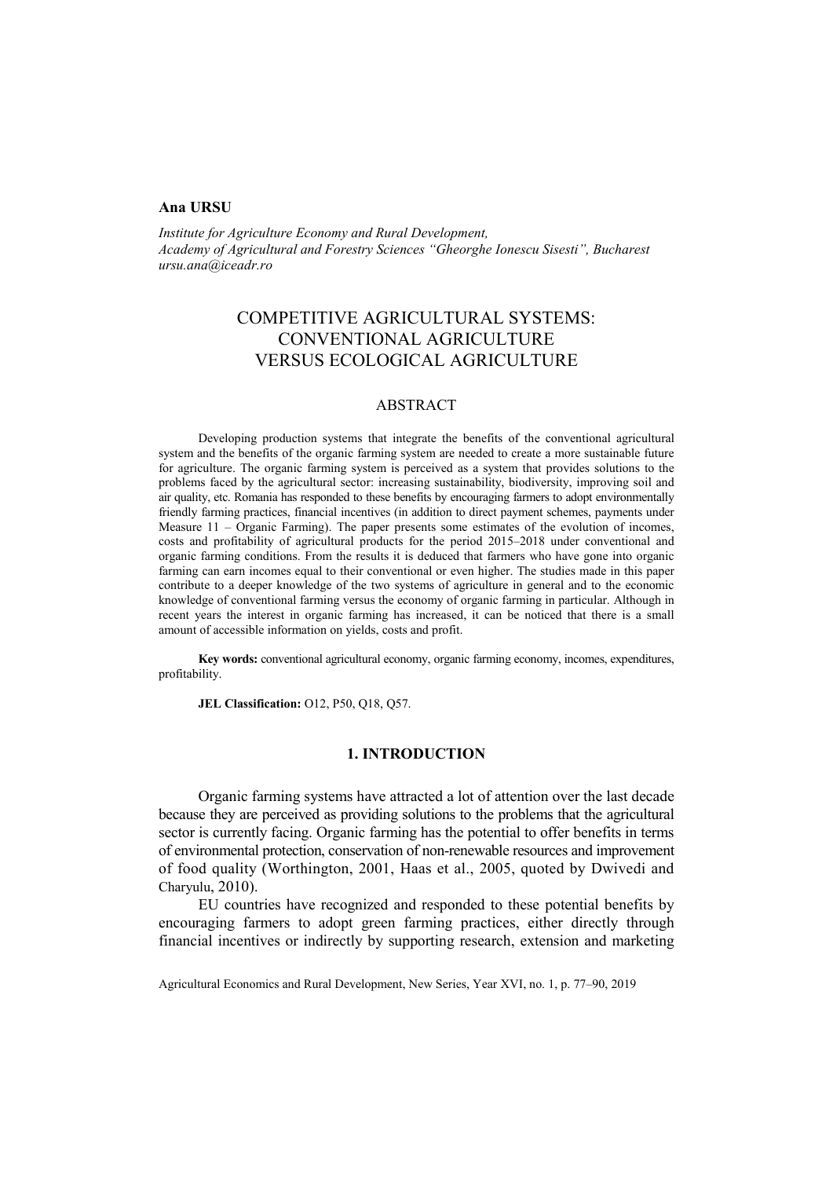**Ana URSU**

*Institute for Agriculture Economy and Rural Development,*
*Academy of Agricultural and Forestry Sciences "Gheorghe Ionescu Sisesti", Bucharest*
*ursu.ana@iceadr.ro*

# COMPETITIVE AGRICULTURAL SYSTEMS: CONVENTIONAL AGRICULTURE VERSUS ECOLOGICAL AGRICULTURE

## ABSTRACT

Developing production systems that integrate the benefits of the conventional agricultural system and the benefits of the organic farming system are needed to create a more sustainable future for agriculture. The organic farming system is perceived as a system that provides solutions to the problems faced by the agricultural sector: increasing sustainability, biodiversity, improving soil and air quality, etc. Romania has responded to these benefits by encouraging farmers to adopt environmentally friendly farming practices, financial incentives (in addition to direct payment schemes, payments under Measure 11 – Organic Farming). The paper presents some estimates of the evolution of incomes, costs and profitability of agricultural products for the period 2015–2018 under conventional and organic farming conditions. From the results it is deduced that farmers who have gone into organic farming can earn incomes equal to their conventional or even higher. The studies made in this paper contribute to a deeper knowledge of the two systems of agriculture in general and to the economic knowledge of conventional farming versus the economy of organic farming in particular. Although in recent years the interest in organic farming has increased, it can be noticed that there is a small amount of accessible information on yields, costs and profit.

**Key words:** conventional agricultural economy, organic farming economy, incomes, expenditures, profitability.

**JEL Classification:** O12, P50, Q18, Q57.

## 1. INTRODUCTION

Organic farming systems have attracted a lot of attention over the last decade because they are perceived as providing solutions to the problems that the agricultural sector is currently facing. Organic farming has the potential to offer benefits in terms of environmental protection, conservation of non-renewable resources and improvement of food quality (Worthington, 2001, Haas et al., 2005, quoted by Dwivedi and Charyulu, 2010).

EU countries have recognized and responded to these potential benefits by encouraging farmers to adopt green farming practices, either directly through financial incentives or indirectly by supporting research, extension and marketing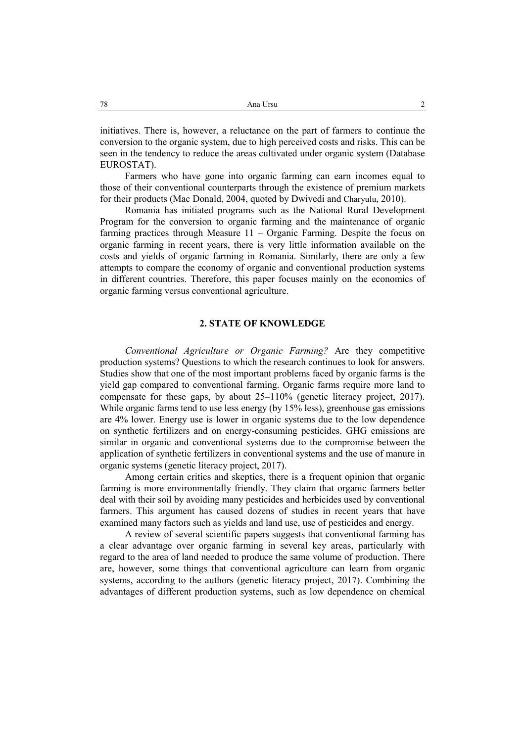initiatives. There is, however, a reluctance on the part of farmers to continue the conversion to the organic system, due to high perceived costs and risks. This can be seen in the tendency to reduce the areas cultivated under organic system (Database EUROSTAT).

Farmers who have gone into organic farming can earn incomes equal to those of their conventional counterparts through the existence of premium markets for their products (Mac Donald, 2004, quoted by Dwivedi and Charyulu, 2010).

Romania has initiated programs such as the National Rural Development Program for the conversion to organic farming and the maintenance of organic farming practices through Measure 11 – Organic Farming. Despite the focus on organic farming in recent years, there is very little information available on the costs and yields of organic farming in Romania. Similarly, there are only a few attempts to compare the economy of organic and conventional production systems in different countries. Therefore, this paper focuses mainly on the economics of organic farming versus conventional agriculture.

## 2. STATE OF KNOWLEDGE

*Conventional Agriculture or Organic Farming?* Are they competitive production systems? Questions to which the research continues to look for answers. Studies show that one of the most important problems faced by organic farms is the yield gap compared to conventional farming. Organic farms require more land to compensate for these gaps, by about 25–110% (genetic literacy project, 2017). While organic farms tend to use less energy (by 15% less), greenhouse gas emissions are 4% lower. Energy use is lower in organic systems due to the low dependence on synthetic fertilizers and on energy-consuming pesticides. GHG emissions are similar in organic and conventional systems due to the compromise between the application of synthetic fertilizers in conventional systems and the use of manure in organic systems (genetic literacy project, 2017).

Among certain critics and skeptics, there is a frequent opinion that organic farming is more environmentally friendly. They claim that organic farmers better deal with their soil by avoiding many pesticides and herbicides used by conventional farmers. This argument has caused dozens of studies in recent years that have examined many factors such as yields and land use, use of pesticides and energy.

A review of several scientific papers suggests that conventional farming has a clear advantage over organic farming in several key areas, particularly with regard to the area of land needed to produce the same volume of production. There are, however, some things that conventional agriculture can learn from organic systems, according to the authors (genetic literacy project, 2017). Combining the advantages of different production systems, such as low dependence on chemical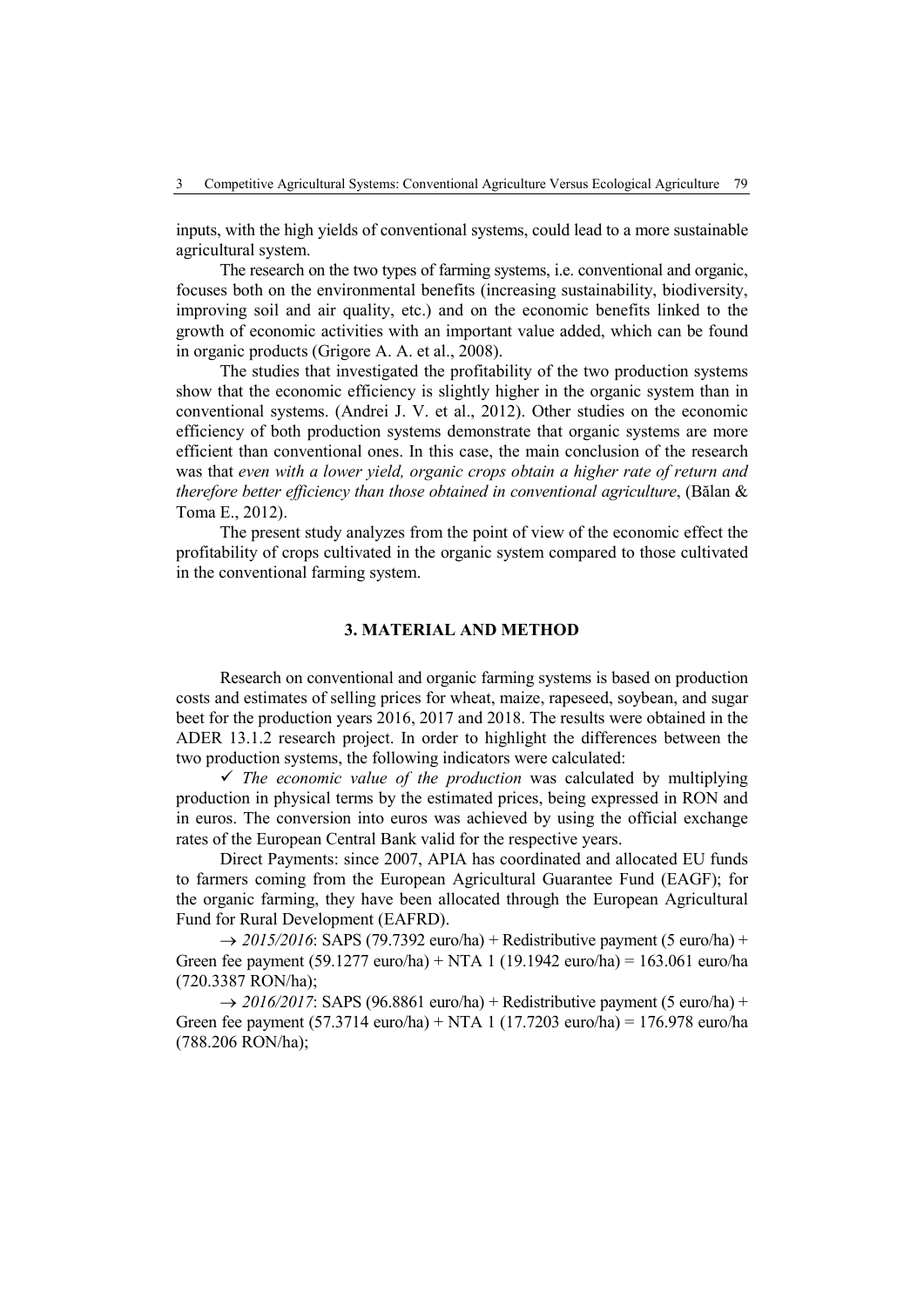inputs, with the high yields of conventional systems, could lead to a more sustainable agricultural system.

The research on the two types of farming systems, i.e. conventional and organic, focuses both on the environmental benefits (increasing sustainability, biodiversity, improving soil and air quality, etc.) and on the economic benefits linked to the growth of economic activities with an important value added, which can be found in organic products (Grigore A. A. et al., 2008).

The studies that investigated the profitability of the two production systems show that the economic efficiency is slightly higher in the organic system than in conventional systems. (Andrei J. V. et al., 2012). Other studies on the economic efficiency of both production systems demonstrate that organic systems are more efficient than conventional ones. In this case, the main conclusion of the research was that *even with a lower yield, organic crops obtain a higher rate of return and therefore better efficiency than those obtained in conventional agriculture*, (Bălan & Toma E., 2012).

The present study analyzes from the point of view of the economic effect the profitability of crops cultivated in the organic system compared to those cultivated in the conventional farming system.

## 3. MATERIAL AND METHOD

Research on conventional and organic farming systems is based on production costs and estimates of selling prices for wheat, maize, rapeseed, soybean, and sugar beet for the production years 2016, 2017 and 2018. The results were obtained in the ADER 13.1.2 research project. In order to highlight the differences between the two production systems, the following indicators were calculated:

✓ *The economic value of the production* was calculated by multiplying production in physical terms by the estimated prices, being expressed in RON and in euros. The conversion into euros was achieved by using the official exchange rates of the European Central Bank valid for the respective years.

Direct Payments: since 2007, APIA has coordinated and allocated EU funds to farmers coming from the European Agricultural Guarantee Fund (EAGF); for the organic farming, they have been allocated through the European Agricultural Fund for Rural Development (EAFRD).

→ *2015/2016*: SAPS (79.7392 euro/ha) + Redistributive payment (5 euro/ha) + Green fee payment (59.1277 euro/ha) + NTA 1 (19.1942 euro/ha) = 163.061 euro/ha (720.3387 RON/ha);

→ *2016/2017*: SAPS (96.8861 euro/ha) + Redistributive payment (5 euro/ha) + Green fee payment (57.3714 euro/ha) + NTA 1 (17.7203 euro/ha) = 176.978 euro/ha (788.206 RON/ha);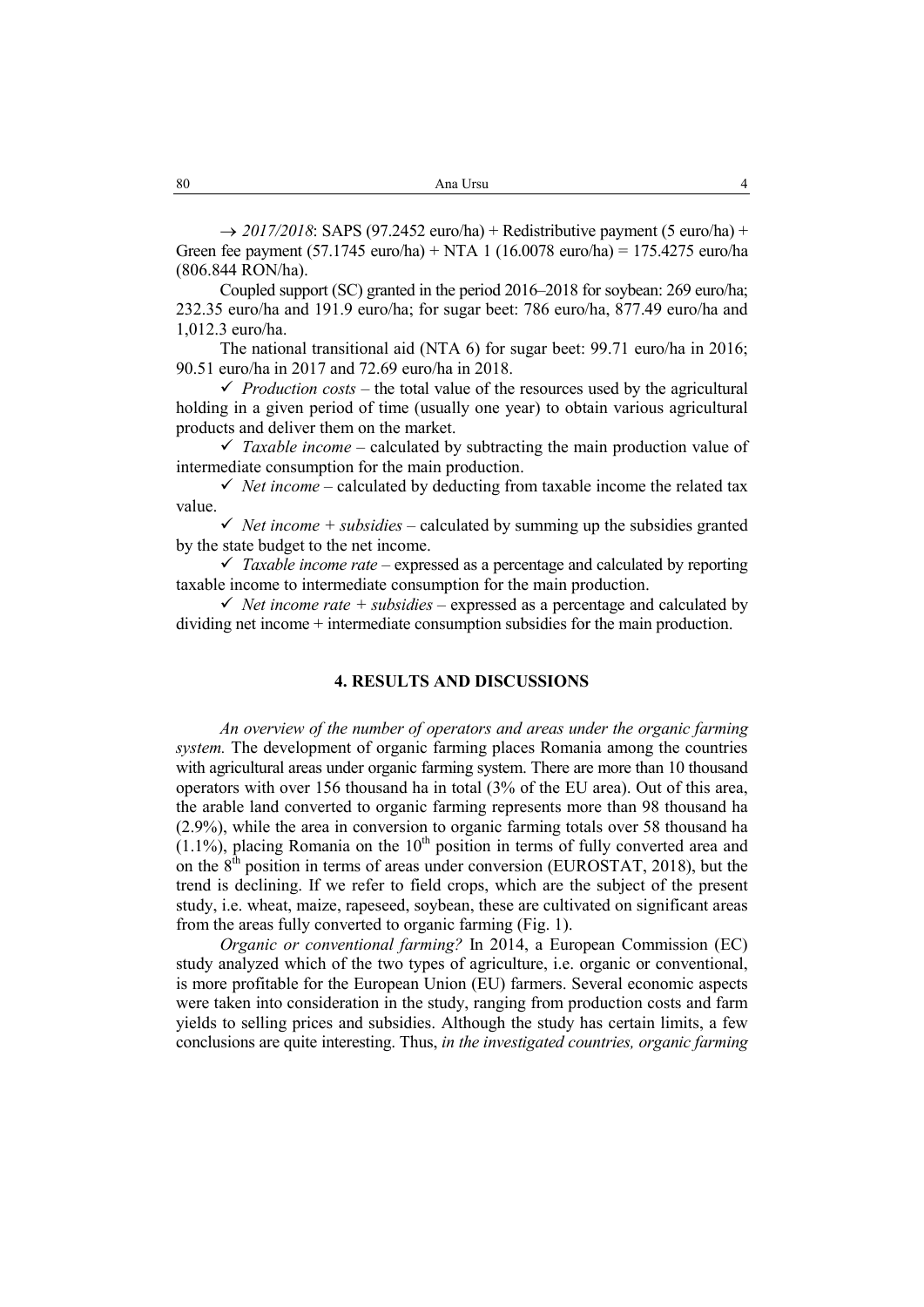→ *2017/2018*: SAPS (97.2452 euro/ha) + Redistributive payment (5 euro/ha) + Green fee payment (57.1745 euro/ha) + NTA 1 (16.0078 euro/ha) = 175.4275 euro/ha (806.844 RON/ha).

Coupled support (SC) granted in the period 2016–2018 for soybean: 269 euro/ha; 232.35 euro/ha and 191.9 euro/ha; for sugar beet: 786 euro/ha, 877.49 euro/ha and 1,012.3 euro/ha.

The national transitional aid (NTA 6) for sugar beet: 99.71 euro/ha in 2016; 90.51 euro/ha in 2017 and 72.69 euro/ha in 2018.

- ✓ *Production costs* – the total value of the resources used by the agricultural holding in a given period of time (usually one year) to obtain various agricultural products and deliver them on the market.
- ✓ *Taxable income* – calculated by subtracting the main production value of intermediate consumption for the main production.
- ✓ *Net income* – calculated by deducting from taxable income the related tax value.
- ✓ *Net income + subsidies* – calculated by summing up the subsidies granted by the state budget to the net income.
- ✓ *Taxable income rate* – expressed as a percentage and calculated by reporting taxable income to intermediate consumption for the main production.
- ✓ *Net income rate + subsidies* – expressed as a percentage and calculated by dividing net income + intermediate consumption subsidies for the main production.

## 4. RESULTS AND DISCUSSIONS

*An overview of the number of operators and areas under the organic farming system.* The development of organic farming places Romania among the countries with agricultural areas under organic farming system. There are more than 10 thousand operators with over 156 thousand ha in total (3% of the EU area). Out of this area, the arable land converted to organic farming represents more than 98 thousand ha (2.9%), while the area in conversion to organic farming totals over 58 thousand ha (1.1%), placing Romania on the 10th position in terms of fully converted area and on the 8th position in terms of areas under conversion (EUROSTAT, 2018), but the trend is declining. If we refer to field crops, which are the subject of the present study, i.e. wheat, maize, rapeseed, soybean, these are cultivated on significant areas from the areas fully converted to organic farming (Fig. 1).

*Organic or conventional farming?* In 2014, a European Commission (EC) study analyzed which of the two types of agriculture, i.e. organic or conventional, is more profitable for the European Union (EU) farmers. Several economic aspects were taken into consideration in the study, ranging from production costs and farm yields to selling prices and subsidies. Although the study has certain limits, a few conclusions are quite interesting. Thus, *in the investigated countries, organic farming*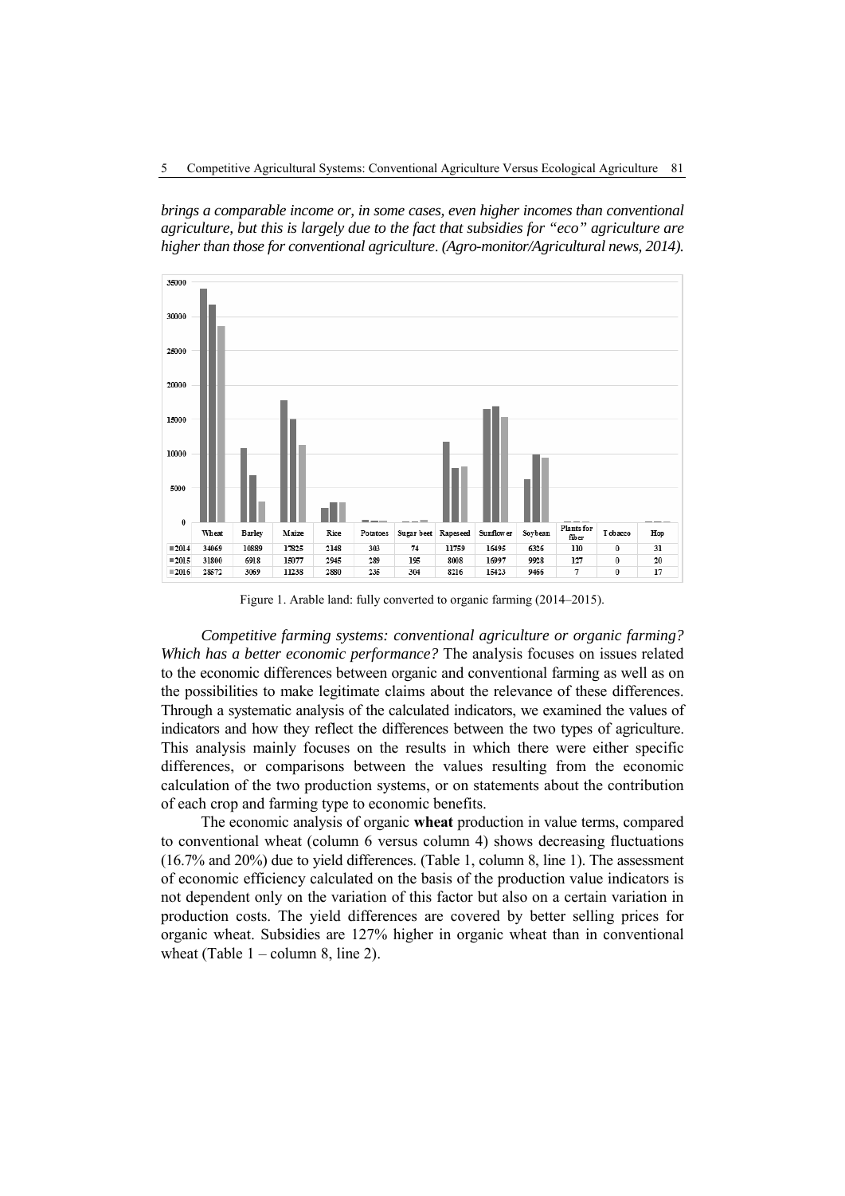*brings a comparable income or, in some cases, even higher incomes than conventional agriculture, but this is largely due to the fact that subsidies for "eco" agriculture are higher than those for conventional agriculture. (Agro-monitor/Agricultural news, 2014).*

| | Wheat | Barley | Maize | Rice | Potatoes | Sugar beet | Rapeseed | Sunflower | Soybean | Plants for fiber | Tobacco | Hop |
|---|---|---|---|---|---|---|---|---|---|---|---|---|
| 2014 | 34069 | 10889 | 17825 | 2148 | 303 | 74 | 11759 | 16495 | 6326 | 110 | 0 | 31 |
| 2015 | 31800 | 6918 | 15077 | 2945 | 289 | 195 | 8008 | 16997 | 9928 | 127 | 0 | 20 |
| 2016 | 28572 | 3069 | 11238 | 2880 | 235 | 304 | 8216 | 15423 | 9466 | 7 | 0 | 17 |

Figure 1. Arable land: fully converted to organic farming (2014–2015).

*Competitive farming systems: conventional agriculture or organic farming? Which has a better economic performance?* The analysis focuses on issues related to the economic differences between organic and conventional farming as well as on the possibilities to make legitimate claims about the relevance of these differences. Through a systematic analysis of the calculated indicators, we examined the values of indicators and how they reflect the differences between the two types of agriculture. This analysis mainly focuses on the results in which there were either specific differences, or comparisons between the values resulting from the economic calculation of the two production systems, or on statements about the contribution of each crop and farming type to economic benefits.

The economic analysis of organic **wheat** production in value terms, compared to conventional wheat (column 6 versus column 4) shows decreasing fluctuations (16.7% and 20%) due to yield differences. (Table 1, column 8, line 1). The assessment of economic efficiency calculated on the basis of the production value indicators is not dependent only on the variation of this factor but also on a certain variation in production costs. The yield differences are covered by better selling prices for organic wheat. Subsidies are 127% higher in organic wheat than in conventional wheat (Table 1 – column 8, line 2).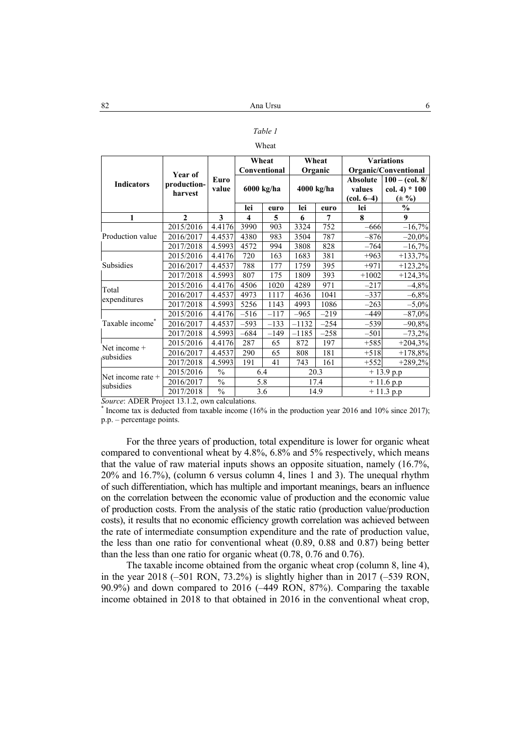*Table 1*

Wheat

| Indicators | Year of production-harvest | Euro value | Wheat Conventional | | Wheat Organic | | Variations Organic/Conventional | |
|---|---|---|---|---|---|---|---|---|
| | | | 6000 kg/ha | | 4000 kg/ha | | Absolute values (col. 6–4) | 100 – (col. 8/ col. 4) * 100 (± %) |
| | | | lei | euro | lei | euro | lei | % |
| 1 | 2 | 3 | 4 | 5 | 6 | 7 | 8 | 9 |
| Production value | 2015/2016 | 4.4176 | 3990 | 903 | 3324 | 752 | –666 | –16,7% |
| | 2016/2017 | 4.4537 | 4380 | 983 | 3504 | 787 | –876 | –20,0% |
| | 2017/2018 | 4.5993 | 4572 | 994 | 3808 | 828 | –764 | –16,7% |
| Subsidies | 2015/2016 | 4.4176 | 720 | 163 | 1683 | 381 | +963 | +133,7% |
| | 2016/2017 | 4.4537 | 788 | 177 | 1759 | 395 | +971 | +123,2% |
| | 2017/2018 | 4.5993 | 807 | 175 | 1809 | 393 | +1002 | +124,3% |
| Total expenditures | 2015/2016 | 4.4176 | 4506 | 1020 | 4289 | 971 | –217 | –4,8% |
| | 2016/2017 | 4.4537 | 4973 | 1117 | 4636 | 1041 | –337 | –6,8% |
| | 2017/2018 | 4.5993 | 5256 | 1143 | 4993 | 1086 | –263 | –5,0% |
| Taxable income* | 2015/2016 | 4.4176 | –516 | –117 | –965 | –219 | –449 | –87,0% |
| | 2016/2017 | 4.4537 | –593 | –133 | –1132 | –254 | –539 | –90,8% |
| | 2017/2018 | 4.5993 | –684 | –149 | –1185 | –258 | –501 | –73,2% |
| Net income + subsidies | 2015/2016 | 4.4176 | 287 | 65 | 872 | 197 | +585 | +204,3% |
| | 2016/2017 | 4.4537 | 290 | 65 | 808 | 181 | +518 | +178,8% |
| | 2017/2018 | 4.5993 | 191 | 41 | 743 | 161 | +552 | +289,2% |
| Net income rate + subsidies | 2015/2016 | % | 6.4 | | 20.3 | | + 13.9 p.p | |
| | 2016/2017 | % | 5.8 | | 17.4 | | + 11.6 p.p | |
| | 2017/2018 | % | 3.6 | | 14.9 | | + 11.3 p.p | |

*Source*: ADER Project 13.1.2, own calculations.

\* Income tax is deducted from taxable income (16% in the production year 2016 and 10% since 2017); p.p. – percentage points.

For the three years of production, total expenditure is lower for organic wheat compared to conventional wheat by 4.8%, 6.8% and 5% respectively, which means that the value of raw material inputs shows an opposite situation, namely (16.7%, 20% and 16.7%), (column 6 versus column 4, lines 1 and 3). The unequal rhythm of such differentiation, which has multiple and important meanings, bears an influence on the correlation between the economic value of production and the economic value of production costs. From the analysis of the static ratio (production value/production costs), it results that no economic efficiency growth correlation was achieved between the rate of intermediate consumption expenditure and the rate of production value, the less than one ratio for conventional wheat (0.89, 0.88 and 0.87) being better than the less than one ratio for organic wheat (0.78, 0.76 and 0.76).

The taxable income obtained from the organic wheat crop (column 8, line 4), in the year 2018 (–501 RON, 73.2%) is slightly higher than in 2017 (–539 RON, 90.9%) and down compared to 2016 (–449 RON, 87%). Comparing the taxable income obtained in 2018 to that obtained in 2016 in the conventional wheat crop,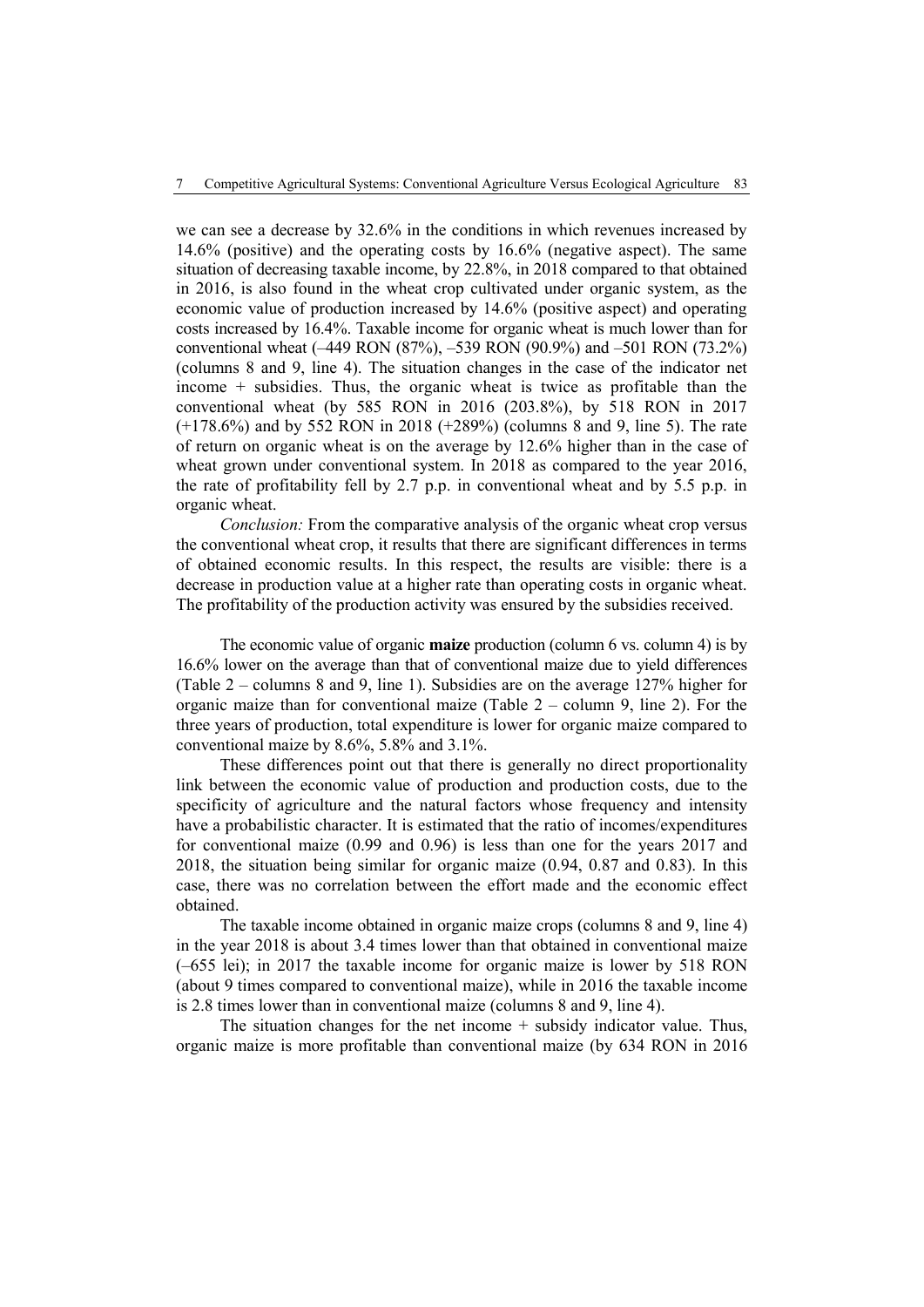we can see a decrease by 32.6% in the conditions in which revenues increased by 14.6% (positive) and the operating costs by 16.6% (negative aspect). The same situation of decreasing taxable income, by 22.8%, in 2018 compared to that obtained in 2016, is also found in the wheat crop cultivated under organic system, as the economic value of production increased by 14.6% (positive aspect) and operating costs increased by 16.4%. Taxable income for organic wheat is much lower than for conventional wheat (–449 RON (87%), –539 RON (90.9%) and –501 RON (73.2%) (columns 8 and 9, line 4). The situation changes in the case of the indicator net income + subsidies. Thus, the organic wheat is twice as profitable than the conventional wheat (by 585 RON in 2016 (203.8%), by 518 RON in 2017 (+178.6%) and by 552 RON in 2018 (+289%) (columns 8 and 9, line 5). The rate of return on organic wheat is on the average by 12.6% higher than in the case of wheat grown under conventional system. In 2018 as compared to the year 2016, the rate of profitability fell by 2.7 p.p. in conventional wheat and by 5.5 p.p. in organic wheat.

*Conclusion:* From the comparative analysis of the organic wheat crop versus the conventional wheat crop, it results that there are significant differences in terms of obtained economic results. In this respect, the results are visible: there is a decrease in production value at a higher rate than operating costs in organic wheat. The profitability of the production activity was ensured by the subsidies received.

The economic value of organic **maize** production (column 6 vs. column 4) is by 16.6% lower on the average than that of conventional maize due to yield differences (Table 2 – columns 8 and 9, line 1). Subsidies are on the average 127% higher for organic maize than for conventional maize (Table 2 – column 9, line 2). For the three years of production, total expenditure is lower for organic maize compared to conventional maize by 8.6%, 5.8% and 3.1%.

These differences point out that there is generally no direct proportionality link between the economic value of production and production costs, due to the specificity of agriculture and the natural factors whose frequency and intensity have a probabilistic character. It is estimated that the ratio of incomes/expenditures for conventional maize (0.99 and 0.96) is less than one for the years 2017 and 2018, the situation being similar for organic maize (0.94, 0.87 and 0.83). In this case, there was no correlation between the effort made and the economic effect obtained.

The taxable income obtained in organic maize crops (columns 8 and 9, line 4) in the year 2018 is about 3.4 times lower than that obtained in conventional maize (–655 lei); in 2017 the taxable income for organic maize is lower by 518 RON (about 9 times compared to conventional maize), while in 2016 the taxable income is 2.8 times lower than in conventional maize (columns 8 and 9, line 4).

The situation changes for the net income + subsidy indicator value. Thus, organic maize is more profitable than conventional maize (by 634 RON in 2016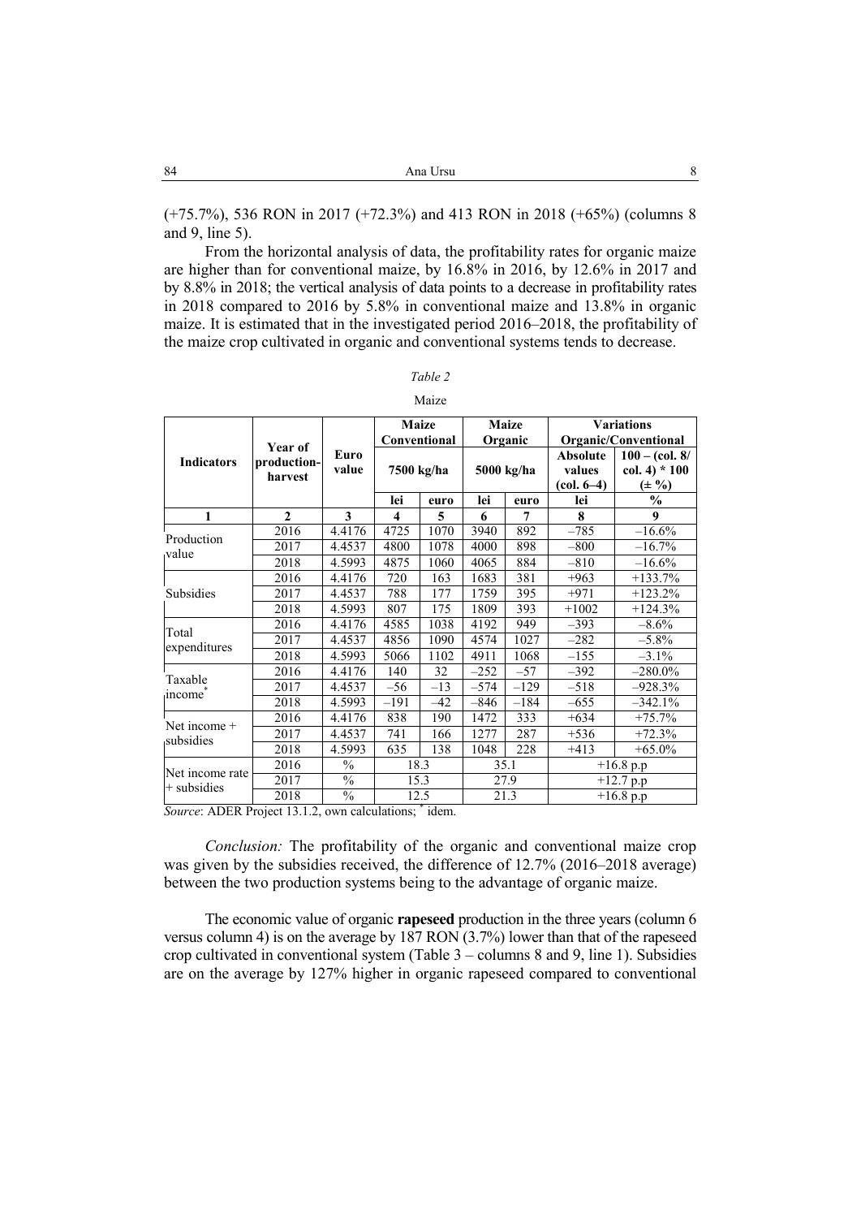(+75.7%), 536 RON in 2017 (+72.3%) and 413 RON in 2018 (+65%) (columns 8 and 9, line 5).

From the horizontal analysis of data, the profitability rates for organic maize are higher than for conventional maize, by 16.8% in 2016, by 12.6% in 2017 and by 8.8% in 2018; the vertical analysis of data points to a decrease in profitability rates in 2018 compared to 2016 by 5.8% in conventional maize and 13.8% in organic maize. It is estimated that in the investigated period 2016–2018, the profitability of the maize crop cultivated in organic and conventional systems tends to decrease.

*Table 2*

Maize

| Indicators | Year of production-harvest | Euro value | Maize Conventional | | Maize Organic | | Variations Organic/Conventional | |
|---|---|---|---|---|---|---|---|---|
| | | | 7500 kg/ha | | 5000 kg/ha | | Absolute values (col. 6–4) | 100 – (col. 8/ col. 4) * 100 (± %) |
| | | | lei | euro | lei | euro | lei | % |
| 1 | 2 | 3 | 4 | 5 | 6 | 7 | 8 | 9 |
| Production value | 2016 | 4.4176 | 4725 | 1070 | 3940 | 892 | –785 | –16.6% |
| | 2017 | 4.4537 | 4800 | 1078 | 4000 | 898 | –800 | –16.7% |
| | 2018 | 4.5993 | 4875 | 1060 | 4065 | 884 | –810 | –16.6% |
| Subsidies | 2016 | 4.4176 | 720 | 163 | 1683 | 381 | +963 | +133.7% |
| | 2017 | 4.4537 | 788 | 177 | 1759 | 395 | +971 | +123.2% |
| | 2018 | 4.5993 | 807 | 175 | 1809 | 393 | +1002 | +124.3% |
| Total expenditures | 2016 | 4.4176 | 4585 | 1038 | 4192 | 949 | –393 | –8.6% |
| | 2017 | 4.4537 | 4856 | 1090 | 4574 | 1027 | –282 | –5.8% |
| | 2018 | 4.5993 | 5066 | 1102 | 4911 | 1068 | –155 | –3.1% |
| Taxable income* | 2016 | 4.4176 | 140 | 32 | –252 | –57 | –392 | –280.0% |
| | 2017 | 4.4537 | –56 | –13 | –574 | –129 | –518 | –928.3% |
| | 2018 | 4.5993 | –191 | –42 | –846 | –184 | –655 | –342.1% |
| Net income + subsidies | 2016 | 4.4176 | 838 | 190 | 1472 | 333 | +634 | +75.7% |
| | 2017 | 4.4537 | 741 | 166 | 1277 | 287 | +536 | +72.3% |
| | 2018 | 4.5993 | 635 | 138 | 1048 | 228 | +413 | +65.0% |
| Net income rate + subsidies | 2016 | % | 18.3 | | 35.1 | | +16.8 p.p | |
| | 2017 | % | 15.3 | | 27.9 | | +12.7 p.p | |
| | 2018 | % | 12.5 | | 21.3 | | +16.8 p.p | |

*Source*: ADER Project 13.1.2, own calculations; * idem.

*Conclusion:* The profitability of the organic and conventional maize crop was given by the subsidies received, the difference of 12.7% (2016–2018 average) between the two production systems being to the advantage of organic maize.

The economic value of organic **rapeseed** production in the three years (column 6 versus column 4) is on the average by 187 RON (3.7%) lower than that of the rapeseed crop cultivated in conventional system (Table 3 – columns 8 and 9, line 1). Subsidies are on the average by 127% higher in organic rapeseed compared to conventional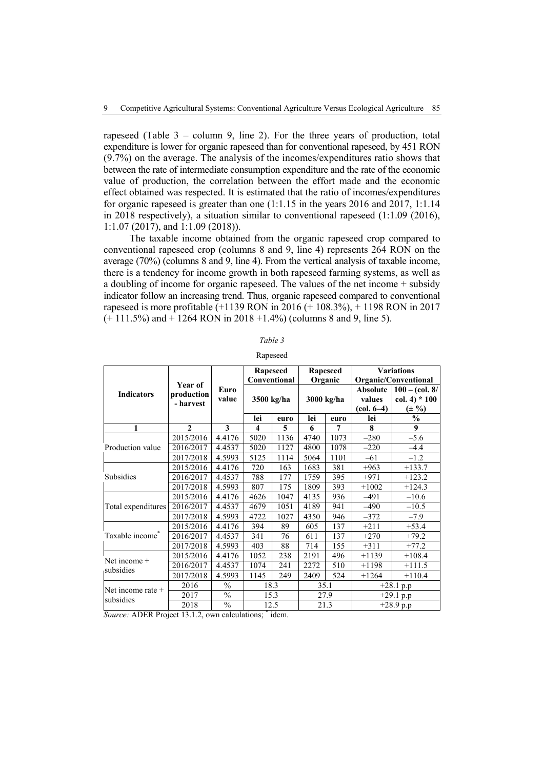rapeseed (Table 3 – column 9, line 2). For the three years of production, total expenditure is lower for organic rapeseed than for conventional rapeseed, by 451 RON (9.7%) on the average. The analysis of the incomes/expenditures ratio shows that between the rate of intermediate consumption expenditure and the rate of the economic value of production, the correlation between the effort made and the economic effect obtained was respected. It is estimated that the ratio of incomes/expenditures for organic rapeseed is greater than one (1:1.15 in the years 2016 and 2017, 1:1.14 in 2018 respectively), a situation similar to conventional rapeseed (1:1.09 (2016), 1:1.07 (2017), and 1:1.09 (2018)).

The taxable income obtained from the organic rapeseed crop compared to conventional rapeseed crop (columns 8 and 9, line 4) represents 264 RON on the average (70%) (columns 8 and 9, line 4). From the vertical analysis of taxable income, there is a tendency for income growth in both rapeseed farming systems, as well as a doubling of income for organic rapeseed. The values of the net income + subsidy indicator follow an increasing trend. Thus, organic rapeseed compared to conventional rapeseed is more profitable (+1139 RON in 2016 (+ 108.3%), + 1198 RON in 2017 (+ 111.5%) and + 1264 RON in 2018 +1.4%) (columns 8 and 9, line 5).

*Table 3*

Rapeseed

| Indicators | Year of production - harvest | Euro value | Rapeseed Conventional | | Rapeseed Organic | | Variations Organic/Conventional | |
|---|---|---|---|---|---|---|---|---|
| | | | 3500 kg/ha | | 3000 kg/ha | | Absolute values (col. 6–4) | 100 – (col. 8/ col. 4) * 100 (± %) |
| | | | lei | euro | lei | euro | lei | % |
| 1 | 2 | 3 | 4 | 5 | 6 | 7 | 8 | 9 |
| Production value | 2015/2016 | 4.4176 | 5020 | 1136 | 4740 | 1073 | –280 | –5.6 |
| | 2016/2017 | 4.4537 | 5020 | 1127 | 4800 | 1078 | –220 | –4.4 |
| | 2017/2018 | 4.5993 | 5125 | 1114 | 5064 | 1101 | –61 | –1.2 |
| Subsidies | 2015/2016 | 4.4176 | 720 | 163 | 1683 | 381 | +963 | +133.7 |
| | 2016/2017 | 4.4537 | 788 | 177 | 1759 | 395 | +971 | +123.2 |
| | 2017/2018 | 4.5993 | 807 | 175 | 1809 | 393 | +1002 | +124.3 |
| Total expenditures | 2015/2016 | 4.4176 | 4626 | 1047 | 4135 | 936 | –491 | –10.6 |
| | 2016/2017 | 4.4537 | 4679 | 1051 | 4189 | 941 | –490 | –10.5 |
| | 2017/2018 | 4.5993 | 4722 | 1027 | 4350 | 946 | –372 | –7.9 |
| Taxable income* | 2015/2016 | 4.4176 | 394 | 89 | 605 | 137 | +211 | +53.4 |
| | 2016/2017 | 4.4537 | 341 | 76 | 611 | 137 | +270 | +79.2 |
| | 2017/2018 | 4.5993 | 403 | 88 | 714 | 155 | +311 | +77.2 |
| Net income + subsidies | 2015/2016 | 4.4176 | 1052 | 238 | 2191 | 496 | +1139 | +108.4 |
| | 2016/2017 | 4.4537 | 1074 | 241 | 2272 | 510 | +1198 | +111.5 |
| | 2017/2018 | 4.5993 | 1145 | 249 | 2409 | 524 | +1264 | +110.4 |
| Net income rate + subsidies | 2016 | % | 18.3 | | 35.1 | | +28.1 p.p | |
| | 2017 | % | 15.3 | | 27.9 | | +29.1 p.p | |
| | 2018 | % | 12.5 | | 21.3 | | +28.9 p.p | |

*Source:* ADER Project 13.1.2, own calculations; * idem.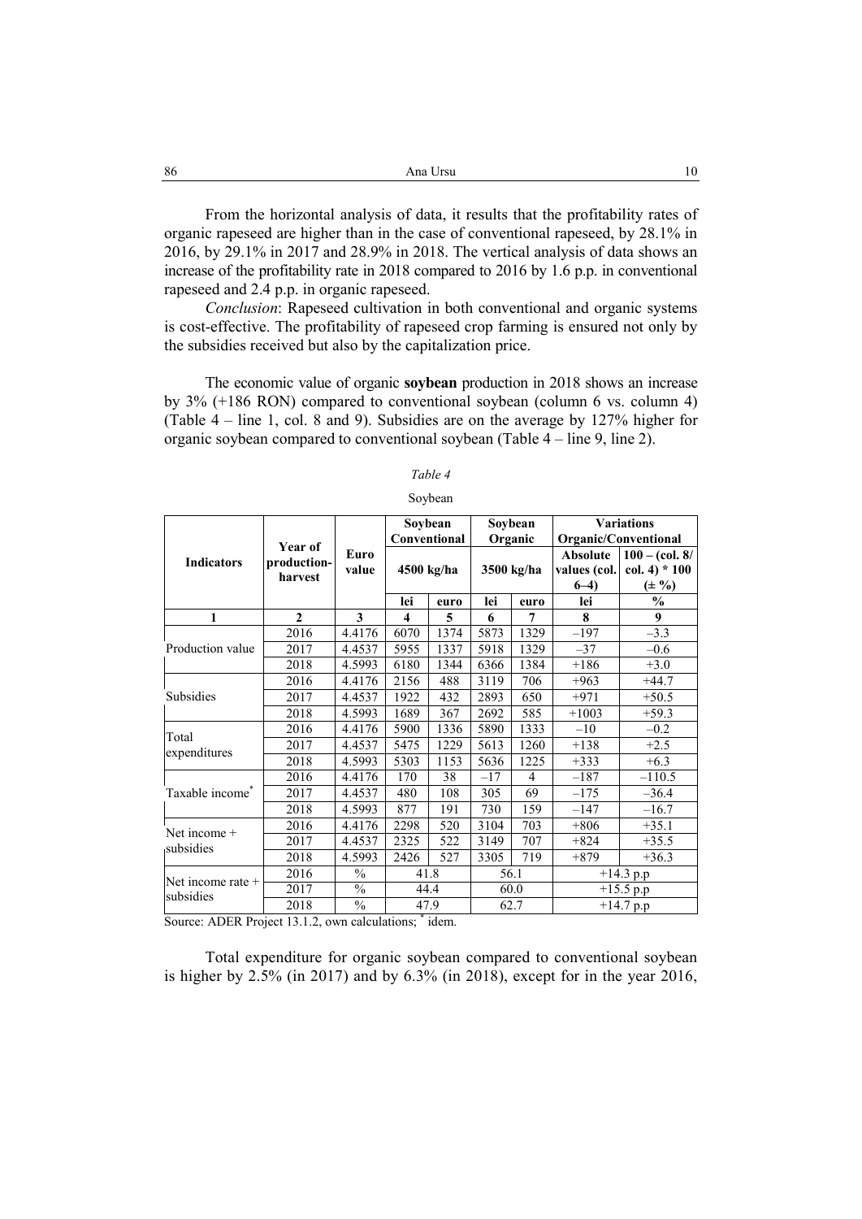From the horizontal analysis of data, it results that the profitability rates of organic rapeseed are higher than in the case of conventional rapeseed, by 28.1% in 2016, by 29.1% in 2017 and 28.9% in 2018. The vertical analysis of data shows an increase of the profitability rate in 2018 compared to 2016 by 1.6 p.p. in conventional rapeseed and 2.4 p.p. in organic rapeseed.

*Conclusion*: Rapeseed cultivation in both conventional and organic systems is cost-effective. The profitability of rapeseed crop farming is ensured not only by the subsidies received but also by the capitalization price.

The economic value of organic **soybean** production in 2018 shows an increase by 3% (+186 RON) compared to conventional soybean (column 6 vs. column 4) (Table 4 – line 1, col. 8 and 9). Subsidies are on the average by 127% higher for organic soybean compared to conventional soybean (Table 4 – line 9, line 2).

*Table 4*

Soybean

| Indicators | Year of production-harvest | Euro value | Soybean Conventional | | Soybean Organic | | Variations Organic/Conventional | |
|---|---|---|---|---|---|---|---|---|
| | | | 4500 kg/ha | | 3500 kg/ha | | Absolute values (col. 6–4) | 100 – (col. 8/ col. 4) * 100 (± %) |
| | | | lei | euro | lei | euro | lei | % |
| 1 | 2 | 3 | 4 | 5 | 6 | 7 | 8 | 9 |
| Production value | 2016 | 4.4176 | 6070 | 1374 | 5873 | 1329 | –197 | –3.3 |
| | 2017 | 4.4537 | 5955 | 1337 | 5918 | 1329 | –37 | –0.6 |
| | 2018 | 4.5993 | 6180 | 1344 | 6366 | 1384 | +186 | +3.0 |
| Subsidies | 2016 | 4.4176 | 2156 | 488 | 3119 | 706 | +963 | +44.7 |
| | 2017 | 4.4537 | 1922 | 432 | 2893 | 650 | +971 | +50.5 |
| | 2018 | 4.5993 | 1689 | 367 | 2692 | 585 | +1003 | +59.3 |
| Total expenditures | 2016 | 4.4176 | 5900 | 1336 | 5890 | 1333 | –10 | –0.2 |
| | 2017 | 4.4537 | 5475 | 1229 | 5613 | 1260 | +138 | +2.5 |
| | 2018 | 4.5993 | 5303 | 1153 | 5636 | 1225 | +333 | +6.3 |
| Taxable income* | 2016 | 4.4176 | 170 | 38 | –17 | 4 | –187 | –110.5 |
| | 2017 | 4.4537 | 480 | 108 | 305 | 69 | –175 | –36.4 |
| | 2018 | 4.5993 | 877 | 191 | 730 | 159 | –147 | –16.7 |
| Net income + subsidies | 2016 | 4.4176 | 2298 | 520 | 3104 | 703 | +806 | +35.1 |
| | 2017 | 4.4537 | 2325 | 522 | 3149 | 707 | +824 | +35.5 |
| | 2018 | 4.5993 | 2426 | 527 | 3305 | 719 | +879 | +36.3 |
| Net income rate + subsidies | 2016 | % | 41.8 | | 56.1 | | +14.3 p.p | |
| | 2017 | % | 44.4 | | 60.0 | | +15.5 p.p | |
| | 2018 | % | 47.9 | | 62.7 | | +14.7 p.p | |

Source: ADER Project 13.1.2, own calculations; * idem.

Total expenditure for organic soybean compared to conventional soybean is higher by 2.5% (in 2017) and by 6.3% (in 2018), except for in the year 2016,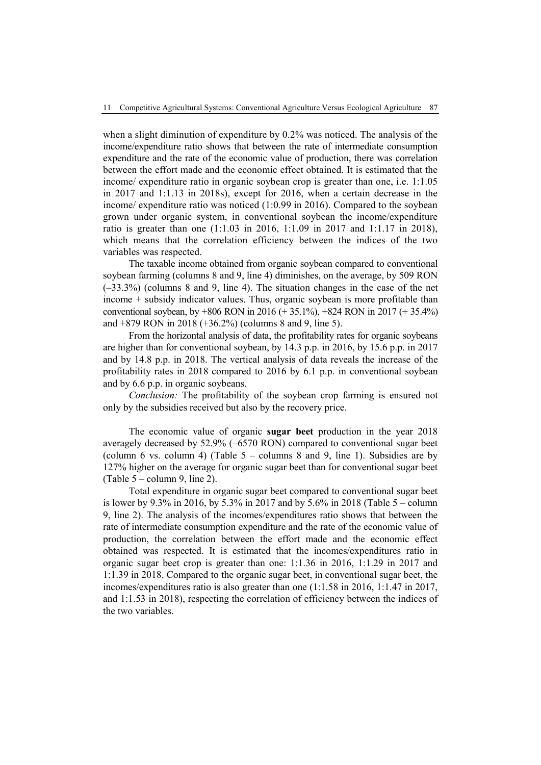when a slight diminution of expenditure by 0.2% was noticed. The analysis of the income/expenditure ratio shows that between the rate of intermediate consumption expenditure and the rate of the economic value of production, there was correlation between the effort made and the economic effect obtained. It is estimated that the income/ expenditure ratio in organic soybean crop is greater than one, i.e. 1:1.05 in 2017 and 1:1.13 in 2018s), except for 2016, when a certain decrease in the income/ expenditure ratio was noticed (1:0.99 in 2016). Compared to the soybean grown under organic system, in conventional soybean the income/expenditure ratio is greater than one (1:1.03 in 2016, 1:1.09 in 2017 and 1:1.17 in 2018), which means that the correlation efficiency between the indices of the two variables was respected.

The taxable income obtained from organic soybean compared to conventional soybean farming (columns 8 and 9, line 4) diminishes, on the average, by 509 RON (–33.3%) (columns 8 and 9, line 4). The situation changes in the case of the net income + subsidy indicator values. Thus, organic soybean is more profitable than conventional soybean, by +806 RON in 2016 (+ 35.1%), +824 RON in 2017 (+ 35.4%) and +879 RON in 2018 (+36.2%) (columns 8 and 9, line 5).

From the horizontal analysis of data, the profitability rates for organic soybeans are higher than for conventional soybean, by 14.3 p.p. in 2016, by 15.6 p.p. in 2017 and by 14.8 p.p. in 2018. The vertical analysis of data reveals the increase of the profitability rates in 2018 compared to 2016 by 6.1 p.p. in conventional soybean and by 6.6 p.p. in organic soybeans.

*Conclusion:* The profitability of the soybean crop farming is ensured not only by the subsidies received but also by the recovery price.

The economic value of organic **sugar beet** production in the year 2018 averagely decreased by 52.9% (–6570 RON) compared to conventional sugar beet (column 6 vs. column 4) (Table 5 – columns 8 and 9, line 1). Subsidies are by 127% higher on the average for organic sugar beet than for conventional sugar beet (Table 5 – column 9, line 2).

Total expenditure in organic sugar beet compared to conventional sugar beet is lower by 9.3% in 2016, by 5.3% in 2017 and by 5.6% in 2018 (Table 5 – column 9, line 2). The analysis of the incomes/expenditures ratio shows that between the rate of intermediate consumption expenditure and the rate of the economic value of production, the correlation between the effort made and the economic effect obtained was respected. It is estimated that the incomes/expenditures ratio in organic sugar beet crop is greater than one: 1:1.36 in 2016, 1:1.29 in 2017 and 1:1.39 in 2018. Compared to the organic sugar beet, in conventional sugar beet, the incomes/expenditures ratio is also greater than one (1:1.58 in 2016, 1:1.47 in 2017, and 1:1.53 in 2018), respecting the correlation of efficiency between the indices of the two variables.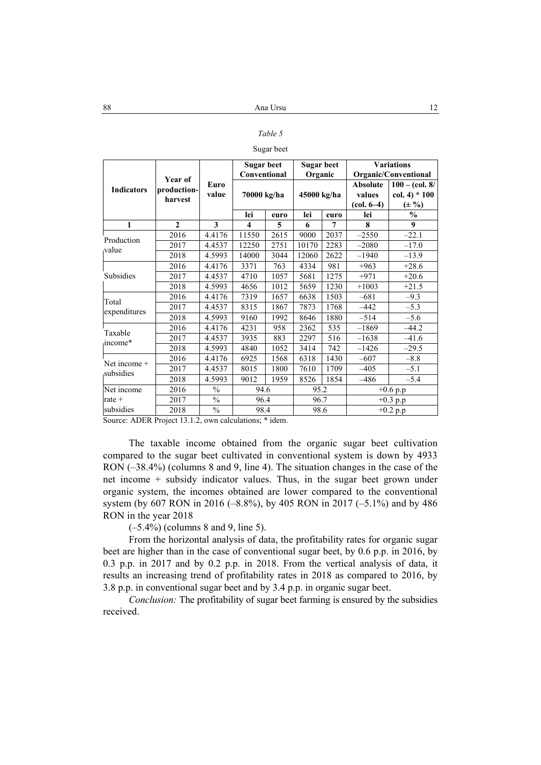*Table 5*

Sugar beet

| Indicators | Year of production-harvest | Euro value | Sugar beet Conventional | | Sugar beet Organic | | Variations Organic/Conventional | |
|---|---|---|---|---|---|---|---|---|
| | | | 70000 kg/ha | | 45000 kg/ha | | Absolute values (col. 6–4) | 100 – (col. 8/ col. 4) * 100 (± %) |
| | | | lei | euro | lei | euro | lei | % |
| 1 | 2 | 3 | 4 | 5 | 6 | 7 | 8 | 9 |
| Production value | 2016 | 4.4176 | 11550 | 2615 | 9000 | 2037 | –2550 | –22.1 |
| | 2017 | 4.4537 | 12250 | 2751 | 10170 | 2283 | –2080 | –17.0 |
| | 2018 | 4.5993 | 14000 | 3044 | 12060 | 2622 | –1940 | –13.9 |
| Subsidies | 2016 | 4.4176 | 3371 | 763 | 4334 | 981 | +963 | +28.6 |
| | 2017 | 4.4537 | 4710 | 1057 | 5681 | 1275 | +971 | +20.6 |
| | 2018 | 4.5993 | 4656 | 1012 | 5659 | 1230 | +1003 | +21.5 |
| Total expenditures | 2016 | 4.4176 | 7319 | 1657 | 6638 | 1503 | –681 | –9.3 |
| | 2017 | 4.4537 | 8315 | 1867 | 7873 | 1768 | –442 | –5.3 |
| | 2018 | 4.5993 | 9160 | 1992 | 8646 | 1880 | –514 | –5.6 |
| Taxable income* | 2016 | 4.4176 | 4231 | 958 | 2362 | 535 | –1869 | –44.2 |
| | 2017 | 4.4537 | 3935 | 883 | 2297 | 516 | –1638 | –41.6 |
| | 2018 | 4.5993 | 4840 | 1052 | 3414 | 742 | –1426 | –29.5 |
| Net income + subsidies | 2016 | 4.4176 | 6925 | 1568 | 6318 | 1430 | –607 | –8.8 |
| | 2017 | 4.4537 | 8015 | 1800 | 7610 | 1709 | –405 | –5.1 |
| | 2018 | 4.5993 | 9012 | 1959 | 8526 | 1854 | –486 | –5.4 |
| Net income rate + subsidies | 2016 | % | 94.6 | | 95.2 | | +0.6 p.p | |
| | 2017 | % | 96.4 | | 96.7 | | +0.3 p.p | |
| | 2018 | % | 98.4 | | 98.6 | | +0.2 p.p | |

Source: ADER Project 13.1.2, own calculations; * idem.

The taxable income obtained from the organic sugar beet cultivation compared to the sugar beet cultivated in conventional system is down by 4933 RON (–38.4%) (columns 8 and 9, line 4). The situation changes in the case of the net income + subsidy indicator values. Thus, in the sugar beet grown under organic system, the incomes obtained are lower compared to the conventional system (by 607 RON in 2016 (–8.8%), by 405 RON in 2017 (–5.1%) and by 486 RON in the year 2018

(–5.4%) (columns 8 and 9, line 5).

From the horizontal analysis of data, the profitability rates for organic sugar beet are higher than in the case of conventional sugar beet, by 0.6 p.p. in 2016, by 0.3 p.p. in 2017 and by 0.2 p.p. in 2018. From the vertical analysis of data, it results an increasing trend of profitability rates in 2018 as compared to 2016, by 3.8 p.p. in conventional sugar beet and by 3.4 p.p. in organic sugar beet.

*Conclusion:* The profitability of sugar beet farming is ensured by the subsidies received.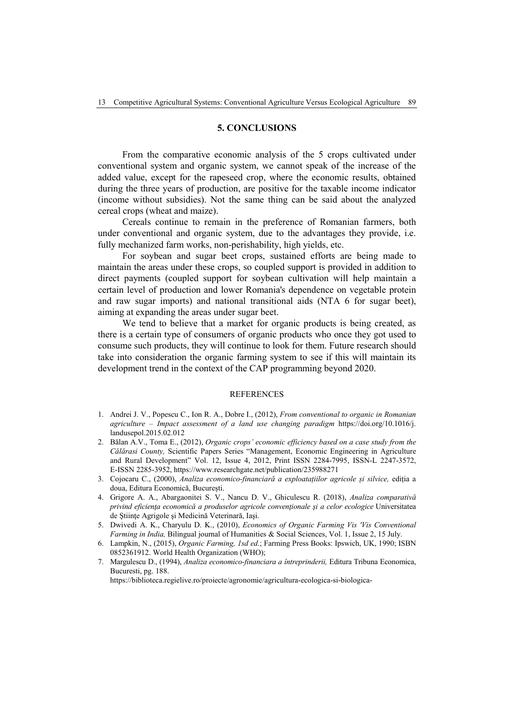## 5. CONCLUSIONS

From the comparative economic analysis of the 5 crops cultivated under conventional system and organic system, we cannot speak of the increase of the added value, except for the rapeseed crop, where the economic results, obtained during the three years of production, are positive for the taxable income indicator (income without subsidies). Not the same thing can be said about the analyzed cereal crops (wheat and maize).

Cereals continue to remain in the preference of Romanian farmers, both under conventional and organic system, due to the advantages they provide, i.e. fully mechanized farm works, non-perishability, high yields, etc.

For soybean and sugar beet crops, sustained efforts are being made to maintain the areas under these crops, so coupled support is provided in addition to direct payments (coupled support for soybean cultivation will help maintain a certain level of production and lower Romania's dependence on vegetable protein and raw sugar imports) and national transitional aids (NTA 6 for sugar beet), aiming at expanding the areas under sugar beet.

We tend to believe that a market for organic products is being created, as there is a certain type of consumers of organic products who once they got used to consume such products, they will continue to look for them. Future research should take into consideration the organic farming system to see if this will maintain its development trend in the context of the CAP programming beyond 2020.

### REFERENCES

1. Andrei J. V., Popescu C., Ion R. A., Dobre I., (2012), *From conventional to organic in Romanian agriculture – Impact assessment of a land use changing paradigm* https://doi.org/10.1016/j.landusepol.2015.02.012
2. Bălan A.V., Toma E., (2012), *Organic crops' economic efficiency based on a case study from the Călărasi County,* Scientific Papers Series "Management, Economic Engineering in Agriculture and Rural Development" Vol. 12, Issue 4, 2012, Print ISSN 2284-7995, ISSN-L 2247-3572, E-ISSN 2285-3952, https://www.researchgate.net/publication/235988271
3. Cojocaru C., (2000), *Analiza economico-financiară a exploatațiilor agricole și silvice,* ediția a doua, Editura Economică, București.
4. Grigore A. A., Abargaonitei S. V., Nancu D. V., Ghiculescu R. (2018), *Analiza comparativă privind eficiența economică a produselor agricole convenționale și a celor ecologice* Universitatea de Științe Agrigole și Medicină Veterinară, Iași.
5. Dwivedi A. K., Charyulu D. K., (2010), *Economics of Organic Farming Vis 'Vis Conventional Farming in India,* Bilingual journal of Humanities & Social Sciences, Vol. 1, Issue 2, 15 July.
6. Lampkin, N., (2015), *Organic Farming, 1sd ed.*; Farming Press Books: Ipswich, UK, 1990; ISBN 0852361912. World Health Organization (WHO);
7. Margulescu D., (1994), *Analiza economico-financiara a întreprinderii,* Editura Tribuna Economica, Bucuresti, pg. 188.
   https://biblioteca.regielive.ro/proiecte/agronomie/agricultura-ecologica-si-biologica-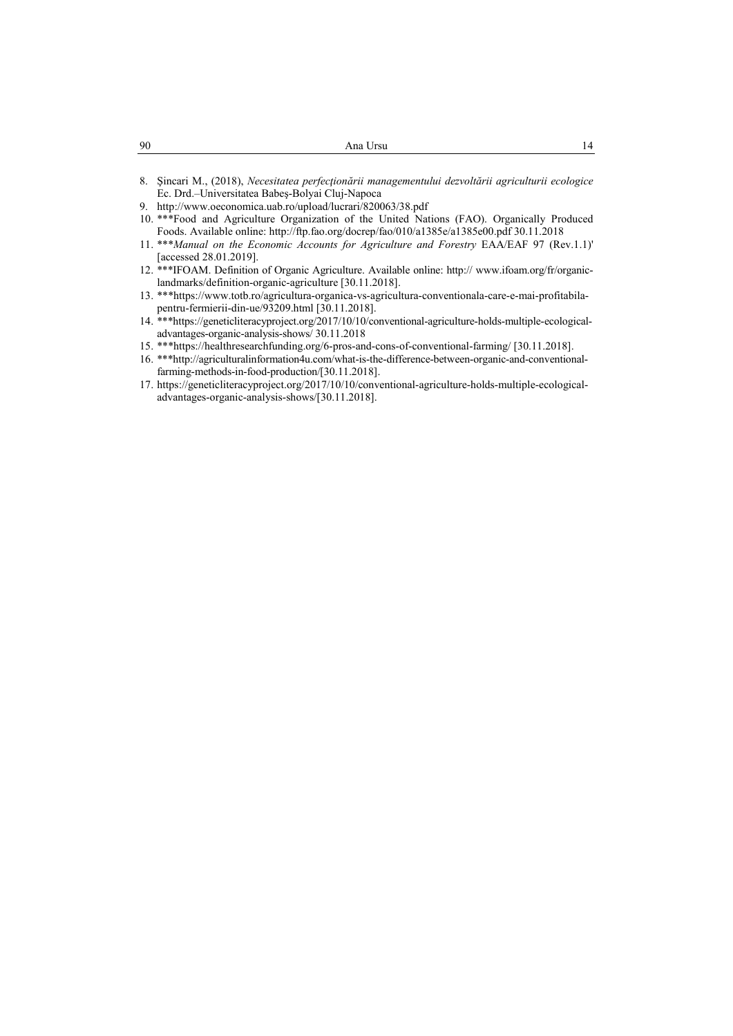8. Şincari M., (2018), *Necesitatea perfecţionării managementului dezvoltării agriculturii ecologice* Ec. Drd.–Universitatea Babeş-Bolyai Cluj-Napoca
9. http://www.oeconomica.uab.ro/upload/lucrari/820063/38.pdf
10. ***Food and Agriculture Organization of the United Nations (FAO). Organically Produced Foods. Available online: http://ftp.fao.org/docrep/fao/010/a1385e/a1385e00.pdf 30.11.2018
11. ****Manual on the Economic Accounts for Agriculture and Forestry* EAA/EAF 97 (Rev.1.1)' [accessed 28.01.2019].
12. ***IFOAM. Definition of Organic Agriculture. Available online: http:// www.ifoam.org/fr/organic-landmarks/definition-organic-agriculture [30.11.2018].
13. ***https://www.totb.ro/agricultura-organica-vs-agricultura-conventionala-care-e-mai-profitabila-pentru-fermierii-din-ue/93209.html [30.11.2018].
14. ***https://geneticliteracyproject.org/2017/10/10/conventional-agriculture-holds-multiple-ecological-advantages-organic-analysis-shows/ 30.11.2018
15. ***https://healthresearchfunding.org/6-pros-and-cons-of-conventional-farming/ [30.11.2018].
16. ***http://agriculturalinformation4u.com/what-is-the-difference-between-organic-and-conventional-farming-methods-in-food-production/[30.11.2018].
17. https://geneticliteracyproject.org/2017/10/10/conventional-agriculture-holds-multiple-ecological-advantages-organic-analysis-shows/[30.11.2018].